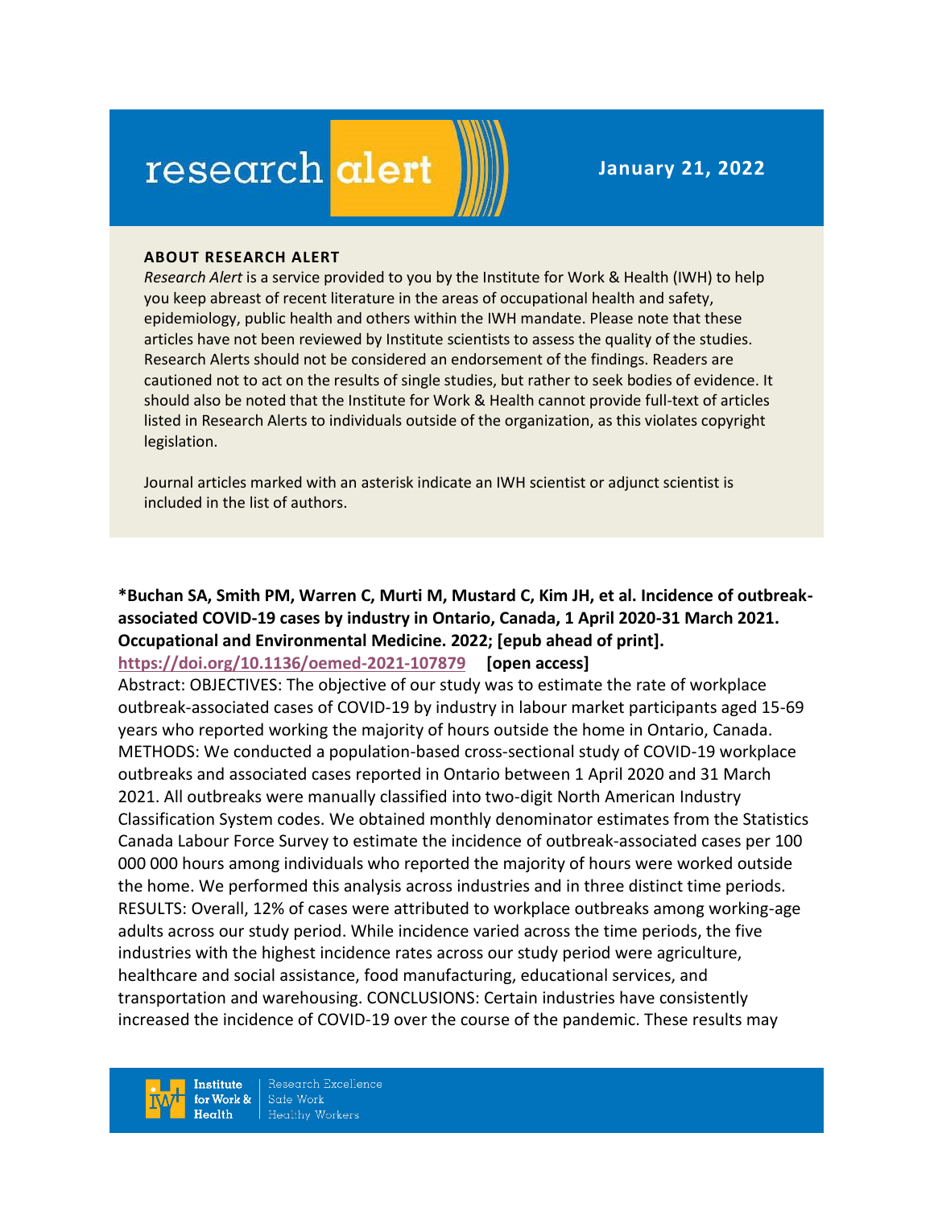# research alert

**January 21, 2022**

**ABOUT RESEARCH ALERT**

*Research Alert* is a service provided to you by the Institute for Work & Health (IWH) to help you keep abreast of recent literature in the areas of occupational health and safety, epidemiology, public health and others within the IWH mandate. Please note that these articles have not been reviewed by Institute scientists to assess the quality of the studies. Research Alerts should not be considered an endorsement of the findings. Readers are cautioned not to act on the results of single studies, but rather to seek bodies of evidence. It should also be noted that the Institute for Work & Health cannot provide full-text of articles listed in Research Alerts to individuals outside of the organization, as this violates copyright legislation.

Journal articles marked with an asterisk indicate an IWH scientist or adjunct scientist is included in the list of authors.

**\*Buchan SA, Smith PM, Warren C, Murti M, Mustard C, Kim JH, et al. Incidence of outbreak-associated COVID-19 cases by industry in Ontario, Canada, 1 April 2020-31 March 2021. Occupational and Environmental Medicine. 2022; [epub ahead of print].**
**https://doi.org/10.1136/oemed-2021-107879** **[open access]**

Abstract: OBJECTIVES: The objective of our study was to estimate the rate of workplace outbreak-associated cases of COVID-19 by industry in labour market participants aged 15-69 years who reported working the majority of hours outside the home in Ontario, Canada. METHODS: We conducted a population-based cross-sectional study of COVID-19 workplace outbreaks and associated cases reported in Ontario between 1 April 2020 and 31 March 2021. All outbreaks were manually classified into two-digit North American Industry Classification System codes. We obtained monthly denominator estimates from the Statistics Canada Labour Force Survey to estimate the incidence of outbreak-associated cases per 100 000 000 hours among individuals who reported the majority of hours were worked outside the home. We performed this analysis across industries and in three distinct time periods. RESULTS: Overall, 12% of cases were attributed to workplace outbreaks among working-age adults across our study period. While incidence varied across the time periods, the five industries with the highest incidence rates across our study period were agriculture, healthcare and social assistance, food manufacturing, educational services, and transportation and warehousing. CONCLUSIONS: Certain industries have consistently increased the incidence of COVID-19 over the course of the pandemic. These results may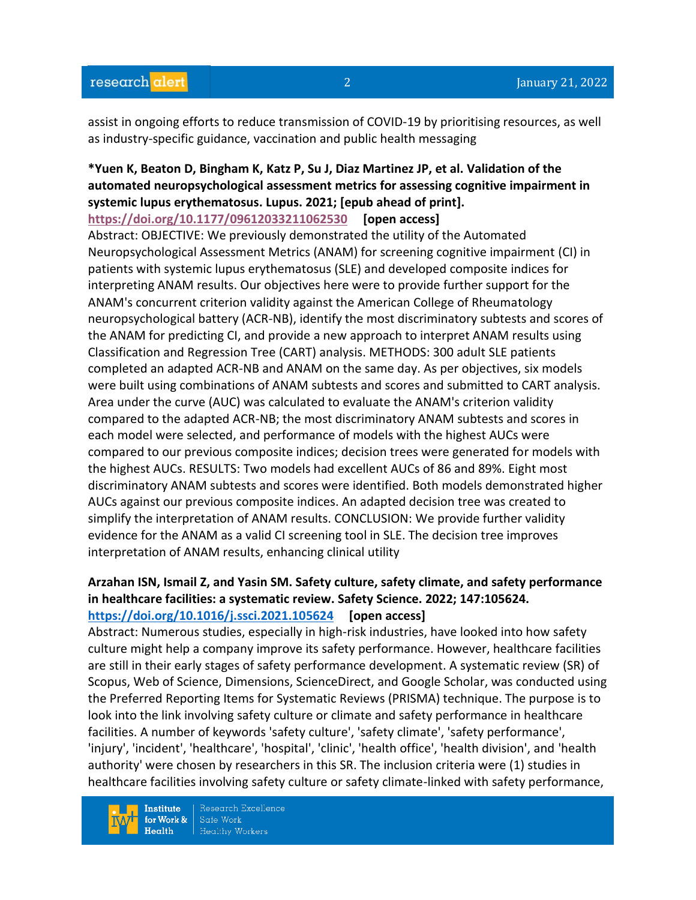assist in ongoing efforts to reduce transmission of COVID-19 by prioritising resources, as well as industry-specific guidance, vaccination and public health messaging

**\*Yuen K, Beaton D, Bingham K, Katz P, Su J, Diaz Martinez JP, et al. Validation of the automated neuropsychological assessment metrics for assessing cognitive impairment in systemic lupus erythematosus. Lupus. 2021; [epub ahead of print].**
**https://doi.org/10.1177/09612033211062530 [open access]**
Abstract: OBJECTIVE: We previously demonstrated the utility of the Automated Neuropsychological Assessment Metrics (ANAM) for screening cognitive impairment (CI) in patients with systemic lupus erythematosus (SLE) and developed composite indices for interpreting ANAM results. Our objectives here were to provide further support for the ANAM's concurrent criterion validity against the American College of Rheumatology neuropsychological battery (ACR-NB), identify the most discriminatory subtests and scores of the ANAM for predicting CI, and provide a new approach to interpret ANAM results using Classification and Regression Tree (CART) analysis. METHODS: 300 adult SLE patients completed an adapted ACR-NB and ANAM on the same day. As per objectives, six models were built using combinations of ANAM subtests and scores and submitted to CART analysis. Area under the curve (AUC) was calculated to evaluate the ANAM's criterion validity compared to the adapted ACR-NB; the most discriminatory ANAM subtests and scores in each model were selected, and performance of models with the highest AUCs were compared to our previous composite indices; decision trees were generated for models with the highest AUCs. RESULTS: Two models had excellent AUCs of 86 and 89%. Eight most discriminatory ANAM subtests and scores were identified. Both models demonstrated higher AUCs against our previous composite indices. An adapted decision tree was created to simplify the interpretation of ANAM results. CONCLUSION: We provide further validity evidence for the ANAM as a valid CI screening tool in SLE. The decision tree improves interpretation of ANAM results, enhancing clinical utility

**Arzahan ISN, Ismail Z, and Yasin SM. Safety culture, safety climate, and safety performance in healthcare facilities: a systematic review. Safety Science. 2022; 147:105624.**
**https://doi.org/10.1016/j.ssci.2021.105624 [open access]**
Abstract: Numerous studies, especially in high-risk industries, have looked into how safety culture might help a company improve its safety performance. However, healthcare facilities are still in their early stages of safety performance development. A systematic review (SR) of Scopus, Web of Science, Dimensions, ScienceDirect, and Google Scholar, was conducted using the Preferred Reporting Items for Systematic Reviews (PRISMA) technique. The purpose is to look into the link involving safety culture or climate and safety performance in healthcare facilities. A number of keywords 'safety culture', 'safety climate', 'safety performance', 'injury', 'incident', 'healthcare', 'hospital', 'clinic', 'health office', 'health division', and 'health authority' were chosen by researchers in this SR. The inclusion criteria were (1) studies in healthcare facilities involving safety culture or safety climate-linked with safety performance,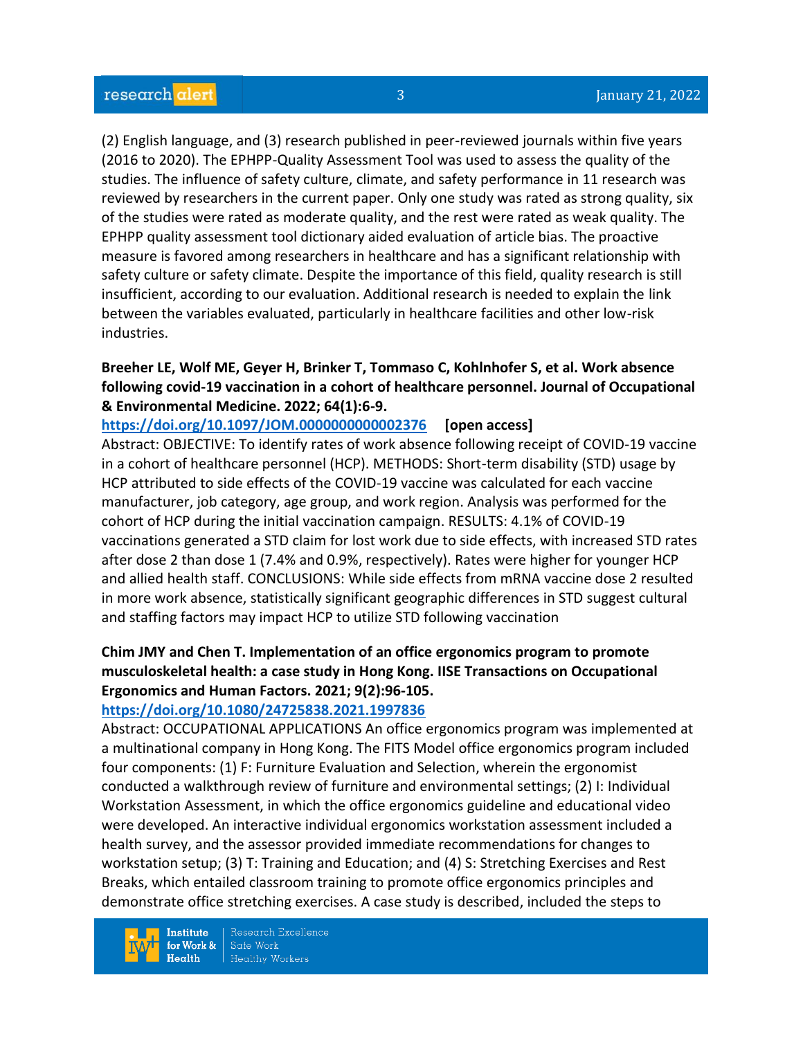(2) English language, and (3) research published in peer-reviewed journals within five years (2016 to 2020). The EPHPP-Quality Assessment Tool was used to assess the quality of the studies. The influence of safety culture, climate, and safety performance in 11 research was reviewed by researchers in the current paper. Only one study was rated as strong quality, six of the studies were rated as moderate quality, and the rest were rated as weak quality. The EPHPP quality assessment tool dictionary aided evaluation of article bias. The proactive measure is favored among researchers in healthcare and has a significant relationship with safety culture or safety climate. Despite the importance of this field, quality research is still insufficient, according to our evaluation. Additional research is needed to explain the link between the variables evaluated, particularly in healthcare facilities and other low-risk industries.

**Breeher LE, Wolf ME, Geyer H, Brinker T, Tommaso C, Kohlnhofer S, et al. Work absence following covid-19 vaccination in a cohort of healthcare personnel. Journal of Occupational & Environmental Medicine. 2022; 64(1):6-9.**

https://doi.org/10.1097/JOM.0000000000002376 **[open access]**

Abstract: OBJECTIVE: To identify rates of work absence following receipt of COVID-19 vaccine in a cohort of healthcare personnel (HCP). METHODS: Short-term disability (STD) usage by HCP attributed to side effects of the COVID-19 vaccine was calculated for each vaccine manufacturer, job category, age group, and work region. Analysis was performed for the cohort of HCP during the initial vaccination campaign. RESULTS: 4.1% of COVID-19 vaccinations generated a STD claim for lost work due to side effects, with increased STD rates after dose 2 than dose 1 (7.4% and 0.9%, respectively). Rates were higher for younger HCP and allied health staff. CONCLUSIONS: While side effects from mRNA vaccine dose 2 resulted in more work absence, statistically significant geographic differences in STD suggest cultural and staffing factors may impact HCP to utilize STD following vaccination

**Chim JMY and Chen T. Implementation of an office ergonomics program to promote musculoskeletal health: a case study in Hong Kong. IISE Transactions on Occupational Ergonomics and Human Factors. 2021; 9(2):96-105.**

https://doi.org/10.1080/24725838.2021.1997836

Abstract: OCCUPATIONAL APPLICATIONS An office ergonomics program was implemented at a multinational company in Hong Kong. The FITS Model office ergonomics program included four components: (1) F: Furniture Evaluation and Selection, wherein the ergonomist conducted a walkthrough review of furniture and environmental settings; (2) I: Individual Workstation Assessment, in which the office ergonomics guideline and educational video were developed. An interactive individual ergonomics workstation assessment included a health survey, and the assessor provided immediate recommendations for changes to workstation setup; (3) T: Training and Education; and (4) S: Stretching Exercises and Rest Breaks, which entailed classroom training to promote office ergonomics principles and demonstrate office stretching exercises. A case study is described, included the steps to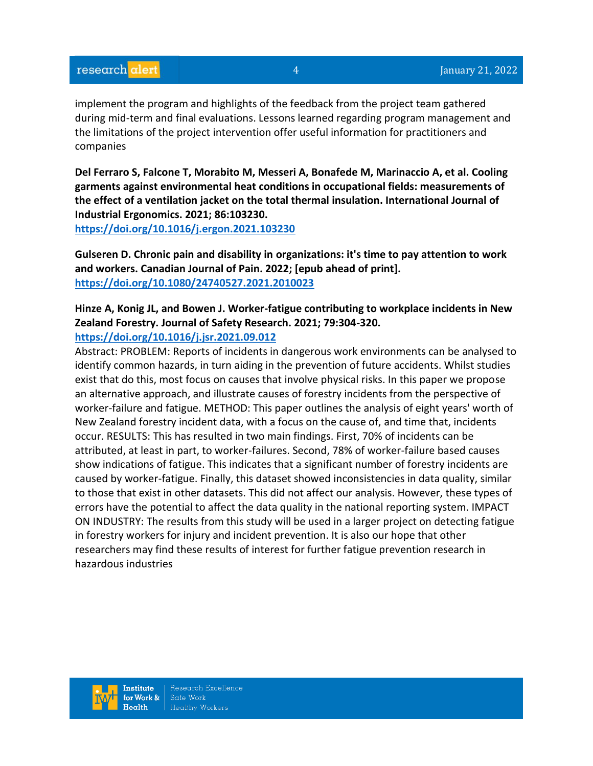implement the program and highlights of the feedback from the project team gathered during mid-term and final evaluations. Lessons learned regarding program management and the limitations of the project intervention offer useful information for practitioners and companies

**Del Ferraro S, Falcone T, Morabito M, Messeri A, Bonafede M, Marinaccio A, et al. Cooling garments against environmental heat conditions in occupational fields: measurements of the effect of a ventilation jacket on the total thermal insulation. International Journal of Industrial Ergonomics. 2021; 86:103230.**
**https://doi.org/10.1016/j.ergon.2021.103230**

**Gulseren D. Chronic pain and disability in organizations: it's time to pay attention to work and workers. Canadian Journal of Pain. 2022; [epub ahead of print].**
**https://doi.org/10.1080/24740527.2021.2010023**

**Hinze A, Konig JL, and Bowen J. Worker-fatigue contributing to workplace incidents in New Zealand Forestry. Journal of Safety Research. 2021; 79:304-320.**
**https://doi.org/10.1016/j.jsr.2021.09.012**
Abstract: PROBLEM: Reports of incidents in dangerous work environments can be analysed to identify common hazards, in turn aiding in the prevention of future accidents. Whilst studies exist that do this, most focus on causes that involve physical risks. In this paper we propose an alternative approach, and illustrate causes of forestry incidents from the perspective of worker-failure and fatigue. METHOD: This paper outlines the analysis of eight years' worth of New Zealand forestry incident data, with a focus on the cause of, and time that, incidents occur. RESULTS: This has resulted in two main findings. First, 70% of incidents can be attributed, at least in part, to worker-failures. Second, 78% of worker-failure based causes show indications of fatigue. This indicates that a significant number of forestry incidents are caused by worker-fatigue. Finally, this dataset showed inconsistencies in data quality, similar to those that exist in other datasets. This did not affect our analysis. However, these types of errors have the potential to affect the data quality in the national reporting system. IMPACT ON INDUSTRY: The results from this study will be used in a larger project on detecting fatigue in forestry workers for injury and incident prevention. It is also our hope that other researchers may find these results of interest for further fatigue prevention research in hazardous industries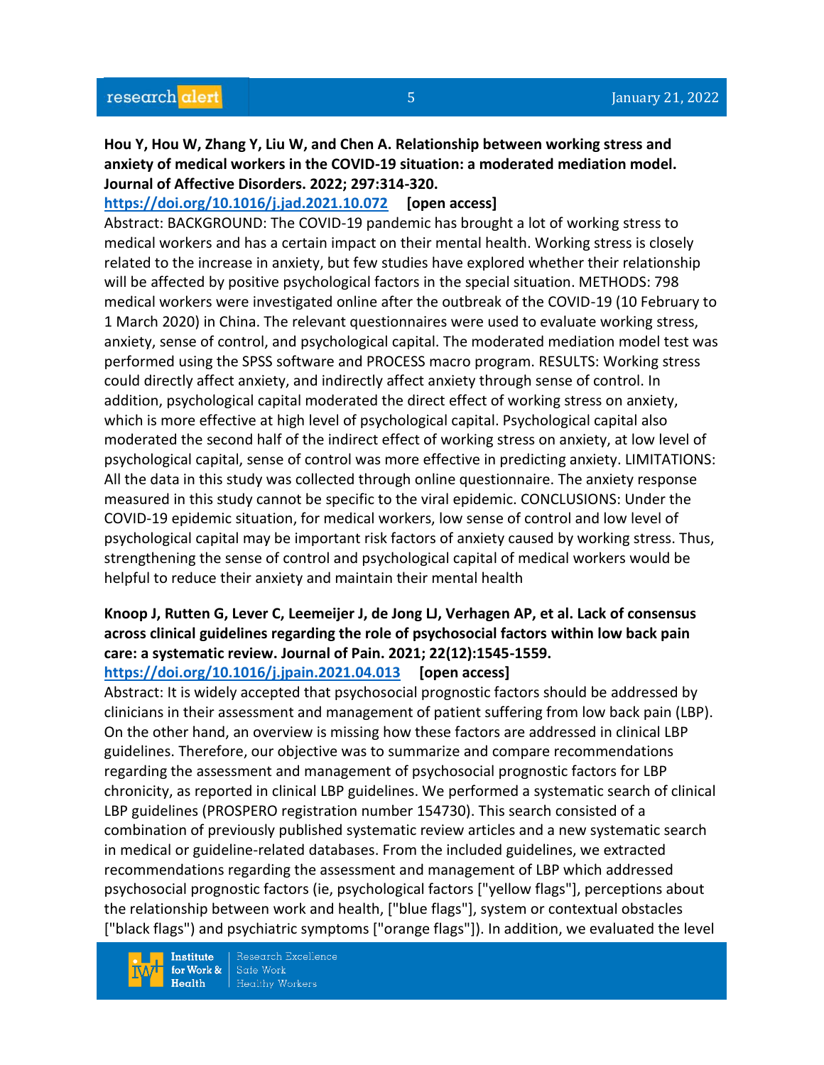**Hou Y, Hou W, Zhang Y, Liu W, and Chen A. Relationship between working stress and anxiety of medical workers in the COVID-19 situation: a moderated mediation model. Journal of Affective Disorders. 2022; 297:314-320.**
[https://doi.org/10.1016/j.jad.2021.10.072](https://doi.org/10.1016/j.jad.2021.10.072) **[open access]**
Abstract: BACKGROUND: The COVID-19 pandemic has brought a lot of working stress to medical workers and has a certain impact on their mental health. Working stress is closely related to the increase in anxiety, but few studies have explored whether their relationship will be affected by positive psychological factors in the special situation. METHODS: 798 medical workers were investigated online after the outbreak of the COVID-19 (10 February to 1 March 2020) in China. The relevant questionnaires were used to evaluate working stress, anxiety, sense of control, and psychological capital. The moderated mediation model test was performed using the SPSS software and PROCESS macro program. RESULTS: Working stress could directly affect anxiety, and indirectly affect anxiety through sense of control. In addition, psychological capital moderated the direct effect of working stress on anxiety, which is more effective at high level of psychological capital. Psychological capital also moderated the second half of the indirect effect of working stress on anxiety, at low level of psychological capital, sense of control was more effective in predicting anxiety. LIMITATIONS: All the data in this study was collected through online questionnaire. The anxiety response measured in this study cannot be specific to the viral epidemic. CONCLUSIONS: Under the COVID-19 epidemic situation, for medical workers, low sense of control and low level of psychological capital may be important risk factors of anxiety caused by working stress. Thus, strengthening the sense of control and psychological capital of medical workers would be helpful to reduce their anxiety and maintain their mental health

**Knoop J, Rutten G, Lever C, Leemeijer J, de Jong LJ, Verhagen AP, et al. Lack of consensus across clinical guidelines regarding the role of psychosocial factors within low back pain care: a systematic review. Journal of Pain. 2021; 22(12):1545-1559.**
[https://doi.org/10.1016/j.jpain.2021.04.013](https://doi.org/10.1016/j.jpain.2021.04.013) **[open access]**
Abstract: It is widely accepted that psychosocial prognostic factors should be addressed by clinicians in their assessment and management of patient suffering from low back pain (LBP). On the other hand, an overview is missing how these factors are addressed in clinical LBP guidelines. Therefore, our objective was to summarize and compare recommendations regarding the assessment and management of psychosocial prognostic factors for LBP chronicity, as reported in clinical LBP guidelines. We performed a systematic search of clinical LBP guidelines (PROSPERO registration number 154730). This search consisted of a combination of previously published systematic review articles and a new systematic search in medical or guideline-related databases. From the included guidelines, we extracted recommendations regarding the assessment and management of LBP which addressed psychosocial prognostic factors (ie, psychological factors ["yellow flags"], perceptions about the relationship between work and health, ["blue flags"], system or contextual obstacles ["black flags") and psychiatric symptoms ["orange flags"]). In addition, we evaluated the level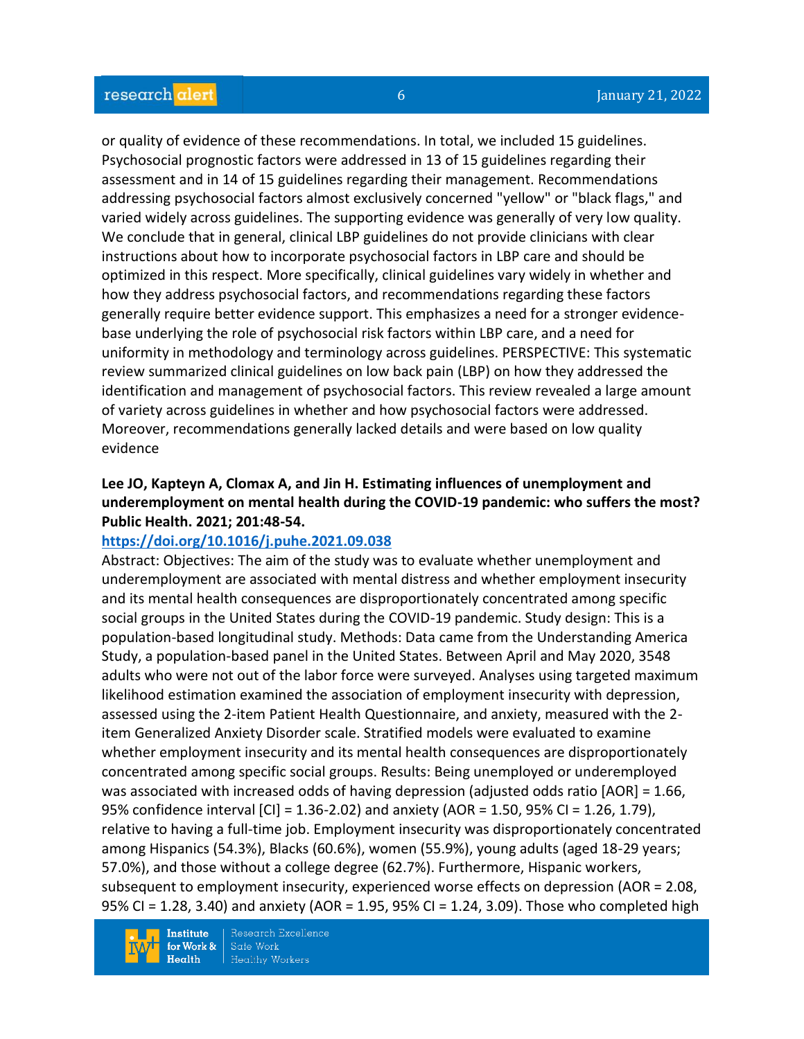or quality of evidence of these recommendations. In total, we included 15 guidelines. Psychosocial prognostic factors were addressed in 13 of 15 guidelines regarding their assessment and in 14 of 15 guidelines regarding their management. Recommendations addressing psychosocial factors almost exclusively concerned "yellow" or "black flags," and varied widely across guidelines. The supporting evidence was generally of very low quality. We conclude that in general, clinical LBP guidelines do not provide clinicians with clear instructions about how to incorporate psychosocial factors in LBP care and should be optimized in this respect. More specifically, clinical guidelines vary widely in whether and how they address psychosocial factors, and recommendations regarding these factors generally require better evidence support. This emphasizes a need for a stronger evidence-base underlying the role of psychosocial risk factors within LBP care, and a need for uniformity in methodology and terminology across guidelines. PERSPECTIVE: This systematic review summarized clinical guidelines on low back pain (LBP) on how they addressed the identification and management of psychosocial factors. This review revealed a large amount of variety across guidelines in whether and how psychosocial factors were addressed. Moreover, recommendations generally lacked details and were based on low quality evidence

**Lee JO, Kapteyn A, Clomax A, and Jin H. Estimating influences of unemployment and underemployment on mental health during the COVID-19 pandemic: who suffers the most? Public Health. 2021; 201:48-54.**

**https://doi.org/10.1016/j.puhe.2021.09.038**

Abstract: Objectives: The aim of the study was to evaluate whether unemployment and underemployment are associated with mental distress and whether employment insecurity and its mental health consequences are disproportionately concentrated among specific social groups in the United States during the COVID-19 pandemic. Study design: This is a population-based longitudinal study. Methods: Data came from the Understanding America Study, a population-based panel in the United States. Between April and May 2020, 3548 adults who were not out of the labor force were surveyed. Analyses using targeted maximum likelihood estimation examined the association of employment insecurity with depression, assessed using the 2-item Patient Health Questionnaire, and anxiety, measured with the 2-item Generalized Anxiety Disorder scale. Stratified models were evaluated to examine whether employment insecurity and its mental health consequences are disproportionately concentrated among specific social groups. Results: Being unemployed or underemployed was associated with increased odds of having depression (adjusted odds ratio [AOR] = 1.66, 95% confidence interval [CI] = 1.36-2.02) and anxiety (AOR = 1.50, 95% CI = 1.26, 1.79), relative to having a full-time job. Employment insecurity was disproportionately concentrated among Hispanics (54.3%), Blacks (60.6%), women (55.9%), young adults (aged 18-29 years; 57.0%), and those without a college degree (62.7%). Furthermore, Hispanic workers, subsequent to employment insecurity, experienced worse effects on depression (AOR = 2.08, 95% CI = 1.28, 3.40) and anxiety (AOR = 1.95, 95% CI = 1.24, 3.09). Those who completed high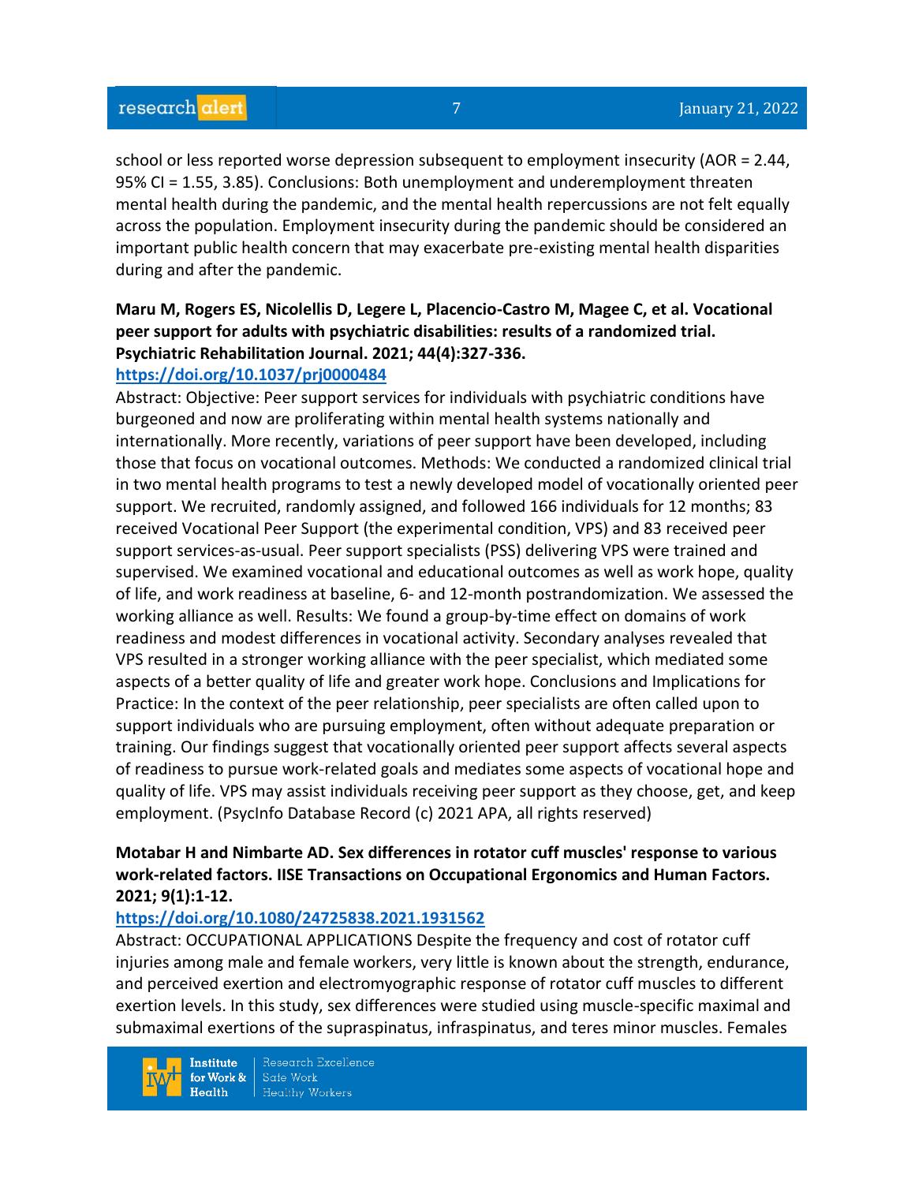school or less reported worse depression subsequent to employment insecurity (AOR = 2.44, 95% CI = 1.55, 3.85). Conclusions: Both unemployment and underemployment threaten mental health during the pandemic, and the mental health repercussions are not felt equally across the population. Employment insecurity during the pandemic should be considered an important public health concern that may exacerbate pre-existing mental health disparities during and after the pandemic.

**Maru M, Rogers ES, Nicolellis D, Legere L, Placencio-Castro M, Magee C, et al. Vocational peer support for adults with psychiatric disabilities: results of a randomized trial. Psychiatric Rehabilitation Journal. 2021; 44(4):327-336.**

**https://doi.org/10.1037/prj0000484**

Abstract: Objective: Peer support services for individuals with psychiatric conditions have burgeoned and now are proliferating within mental health systems nationally and internationally. More recently, variations of peer support have been developed, including those that focus on vocational outcomes. Methods: We conducted a randomized clinical trial in two mental health programs to test a newly developed model of vocationally oriented peer support. We recruited, randomly assigned, and followed 166 individuals for 12 months; 83 received Vocational Peer Support (the experimental condition, VPS) and 83 received peer support services-as-usual. Peer support specialists (PSS) delivering VPS were trained and supervised. We examined vocational and educational outcomes as well as work hope, quality of life, and work readiness at baseline, 6- and 12-month postrandomization. We assessed the working alliance as well. Results: We found a group-by-time effect on domains of work readiness and modest differences in vocational activity. Secondary analyses revealed that VPS resulted in a stronger working alliance with the peer specialist, which mediated some aspects of a better quality of life and greater work hope. Conclusions and Implications for Practice: In the context of the peer relationship, peer specialists are often called upon to support individuals who are pursuing employment, often without adequate preparation or training. Our findings suggest that vocationally oriented peer support affects several aspects of readiness to pursue work-related goals and mediates some aspects of vocational hope and quality of life. VPS may assist individuals receiving peer support as they choose, get, and keep employment. (PsycInfo Database Record (c) 2021 APA, all rights reserved)

**Motabar H and Nimbarte AD. Sex differences in rotator cuff muscles' response to various work-related factors. IISE Transactions on Occupational Ergonomics and Human Factors. 2021; 9(1):1-12.**

**https://doi.org/10.1080/24725838.2021.1931562**

Abstract: OCCUPATIONAL APPLICATIONS Despite the frequency and cost of rotator cuff injuries among male and female workers, very little is known about the strength, endurance, and perceived exertion and electromyographic response of rotator cuff muscles to different exertion levels. In this study, sex differences were studied using muscle-specific maximal and submaximal exertions of the supraspinatus, infraspinatus, and teres minor muscles. Females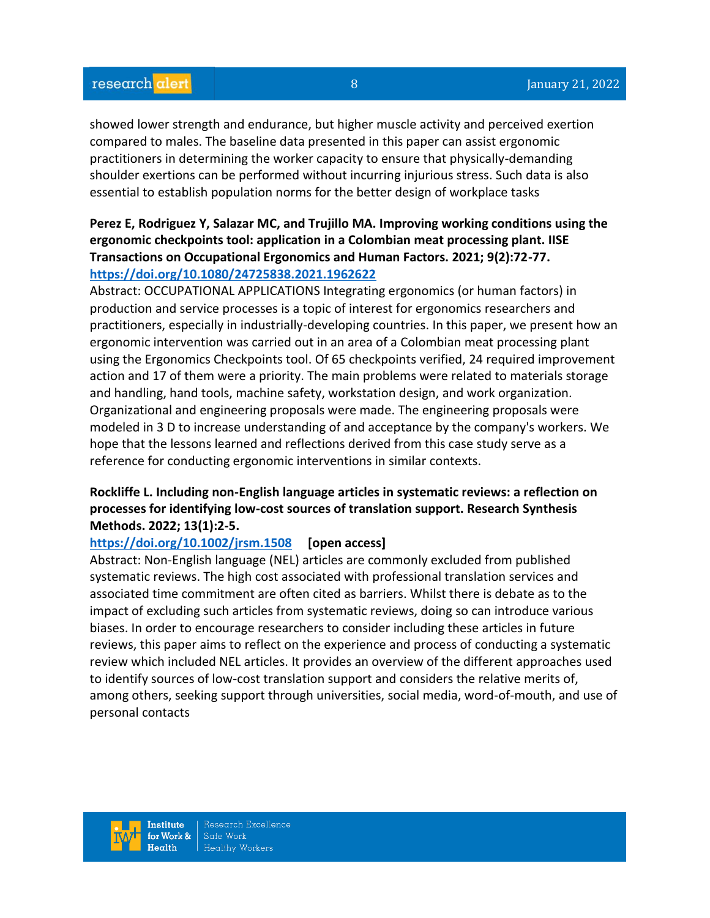showed lower strength and endurance, but higher muscle activity and perceived exertion compared to males. The baseline data presented in this paper can assist ergonomic practitioners in determining the worker capacity to ensure that physically-demanding shoulder exertions can be performed without incurring injurious stress. Such data is also essential to establish population norms for the better design of workplace tasks

**Perez E, Rodriguez Y, Salazar MC, and Trujillo MA. Improving working conditions using the ergonomic checkpoints tool: application in a Colombian meat processing plant. IISE Transactions on Occupational Ergonomics and Human Factors. 2021; 9(2):72-77.**
**https://doi.org/10.1080/24725838.2021.1962622**
Abstract: OCCUPATIONAL APPLICATIONS Integrating ergonomics (or human factors) in production and service processes is a topic of interest for ergonomics researchers and practitioners, especially in industrially-developing countries. In this paper, we present how an ergonomic intervention was carried out in an area of a Colombian meat processing plant using the Ergonomics Checkpoints tool. Of 65 checkpoints verified, 24 required improvement action and 17 of them were a priority. The main problems were related to materials storage and handling, hand tools, machine safety, workstation design, and work organization. Organizational and engineering proposals were made. The engineering proposals were modeled in 3 D to increase understanding of and acceptance by the company's workers. We hope that the lessons learned and reflections derived from this case study serve as a reference for conducting ergonomic interventions in similar contexts.

**Rockliffe L. Including non-English language articles in systematic reviews: a reflection on processes for identifying low-cost sources of translation support. Research Synthesis Methods. 2022; 13(1):2-5.**
**https://doi.org/10.1002/jrsm.1508** **[open access]**
Abstract: Non-English language (NEL) articles are commonly excluded from published systematic reviews. The high cost associated with professional translation services and associated time commitment are often cited as barriers. Whilst there is debate as to the impact of excluding such articles from systematic reviews, doing so can introduce various biases. In order to encourage researchers to consider including these articles in future reviews, this paper aims to reflect on the experience and process of conducting a systematic review which included NEL articles. It provides an overview of the different approaches used to identify sources of low-cost translation support and considers the relative merits of, among others, seeking support through universities, social media, word-of-mouth, and use of personal contacts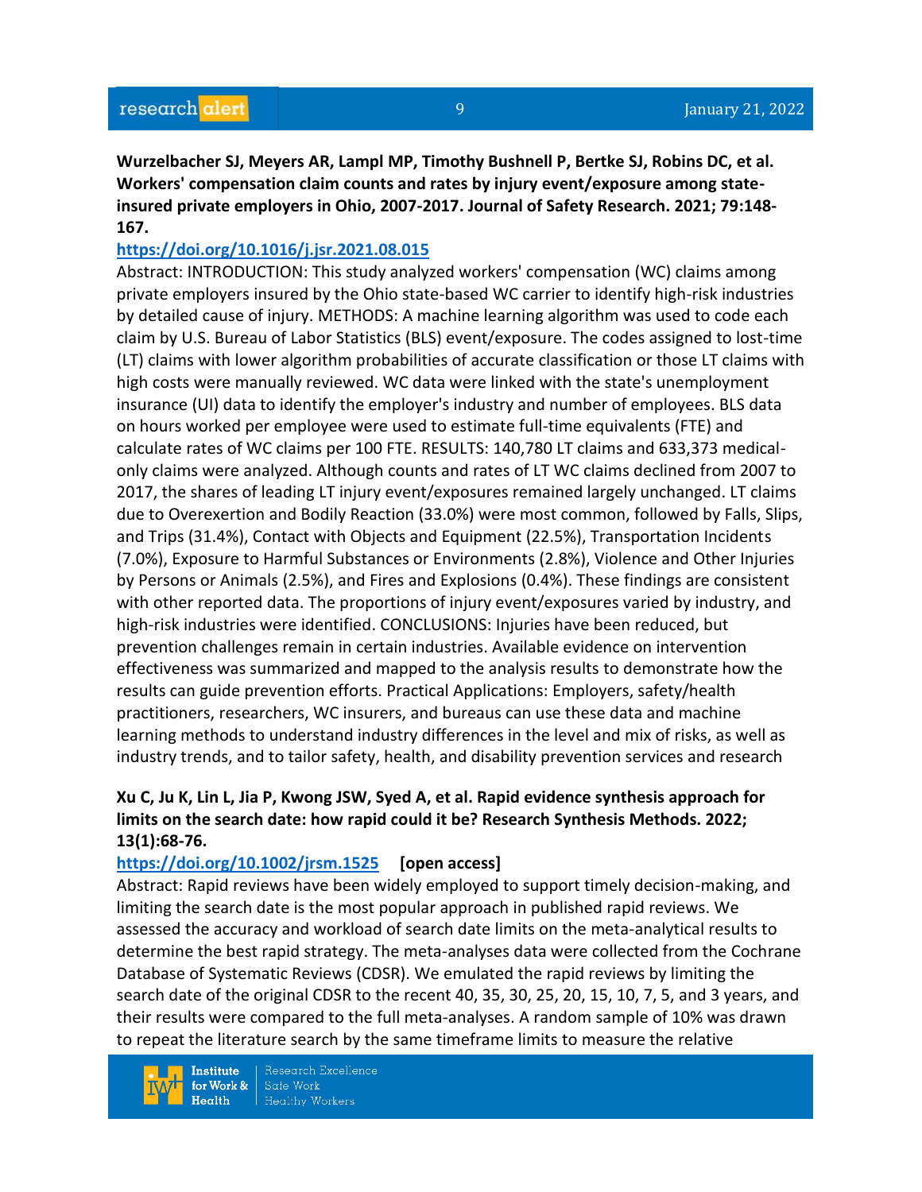**Wurzelbacher SJ, Meyers AR, Lampl MP, Timothy Bushnell P, Bertke SJ, Robins DC, et al. Workers' compensation claim counts and rates by injury event/exposure among state-insured private employers in Ohio, 2007-2017. Journal of Safety Research. 2021; 79:148-167.**

https://doi.org/10.1016/j.jsr.2021.08.015

Abstract: INTRODUCTION: This study analyzed workers' compensation (WC) claims among private employers insured by the Ohio state-based WC carrier to identify high-risk industries by detailed cause of injury. METHODS: A machine learning algorithm was used to code each claim by U.S. Bureau of Labor Statistics (BLS) event/exposure. The codes assigned to lost-time (LT) claims with lower algorithm probabilities of accurate classification or those LT claims with high costs were manually reviewed. WC data were linked with the state's unemployment insurance (UI) data to identify the employer's industry and number of employees. BLS data on hours worked per employee were used to estimate full-time equivalents (FTE) and calculate rates of WC claims per 100 FTE. RESULTS: 140,780 LT claims and 633,373 medical-only claims were analyzed. Although counts and rates of LT WC claims declined from 2007 to 2017, the shares of leading LT injury event/exposures remained largely unchanged. LT claims due to Overexertion and Bodily Reaction (33.0%) were most common, followed by Falls, Slips, and Trips (31.4%), Contact with Objects and Equipment (22.5%), Transportation Incidents (7.0%), Exposure to Harmful Substances or Environments (2.8%), Violence and Other Injuries by Persons or Animals (2.5%), and Fires and Explosions (0.4%). These findings are consistent with other reported data. The proportions of injury event/exposures varied by industry, and high-risk industries were identified. CONCLUSIONS: Injuries have been reduced, but prevention challenges remain in certain industries. Available evidence on intervention effectiveness was summarized and mapped to the analysis results to demonstrate how the results can guide prevention efforts. Practical Applications: Employers, safety/health practitioners, researchers, WC insurers, and bureaus can use these data and machine learning methods to understand industry differences in the level and mix of risks, as well as industry trends, and to tailor safety, health, and disability prevention services and research

**Xu C, Ju K, Lin L, Jia P, Kwong JSW, Syed A, et al. Rapid evidence synthesis approach for limits on the search date: how rapid could it be? Research Synthesis Methods. 2022; 13(1):68-76.**

https://doi.org/10.1002/jrsm.1525 **[open access]**

Abstract: Rapid reviews have been widely employed to support timely decision-making, and limiting the search date is the most popular approach in published rapid reviews. We assessed the accuracy and workload of search date limits on the meta-analytical results to determine the best rapid strategy. The meta-analyses data were collected from the Cochrane Database of Systematic Reviews (CDSR). We emulated the rapid reviews by limiting the search date of the original CDSR to the recent 40, 35, 30, 25, 20, 15, 10, 7, 5, and 3 years, and their results were compared to the full meta-analyses. A random sample of 10% was drawn to repeat the literature search by the same timeframe limits to measure the relative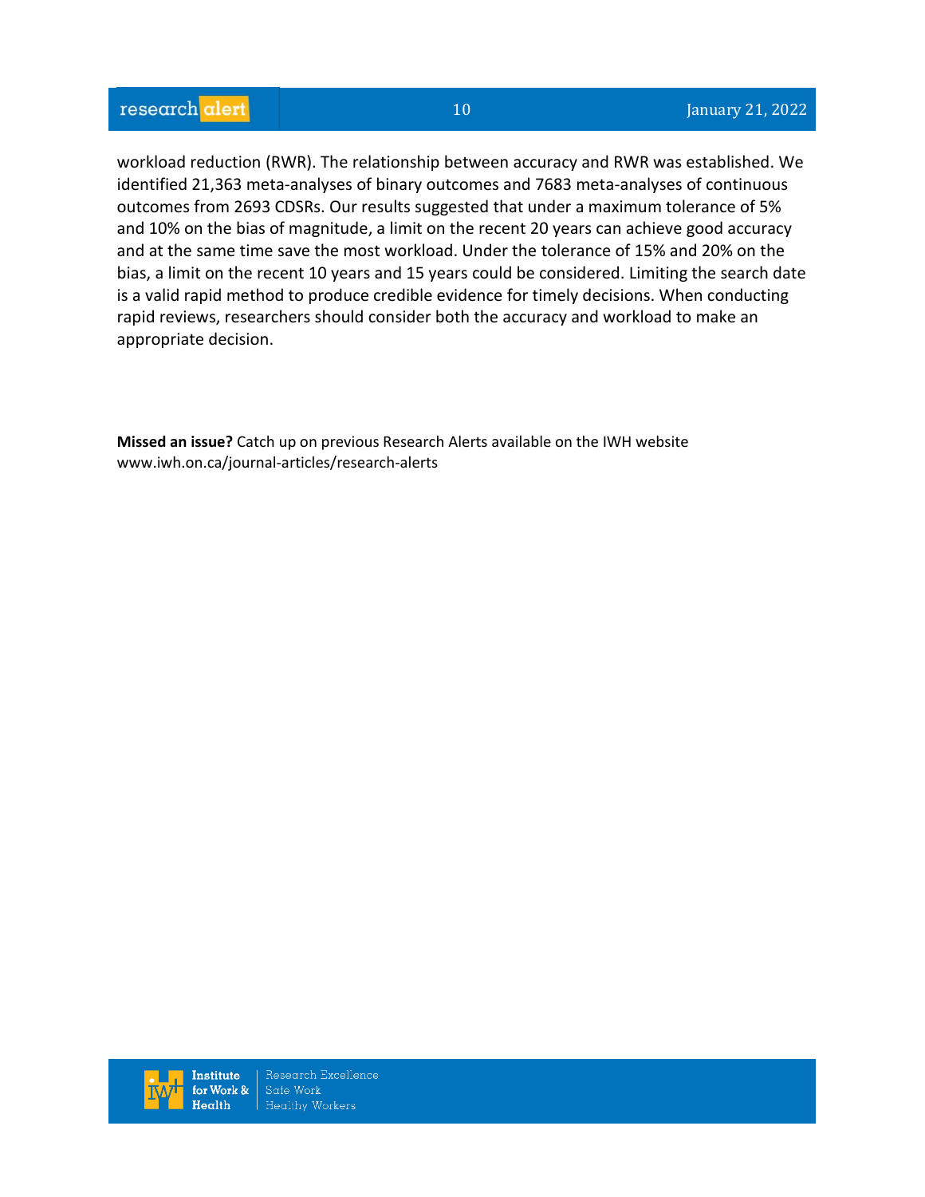workload reduction (RWR). The relationship between accuracy and RWR was established. We identified 21,363 meta-analyses of binary outcomes and 7683 meta-analyses of continuous outcomes from 2693 CDSRs. Our results suggested that under a maximum tolerance of 5% and 10% on the bias of magnitude, a limit on the recent 20 years can achieve good accuracy and at the same time save the most workload. Under the tolerance of 15% and 20% on the bias, a limit on the recent 10 years and 15 years could be considered. Limiting the search date is a valid rapid method to produce credible evidence for timely decisions. When conducting rapid reviews, researchers should consider both the accuracy and workload to make an appropriate decision.

**Missed an issue?** Catch up on previous Research Alerts available on the IWH website www.iwh.on.ca/journal-articles/research-alerts